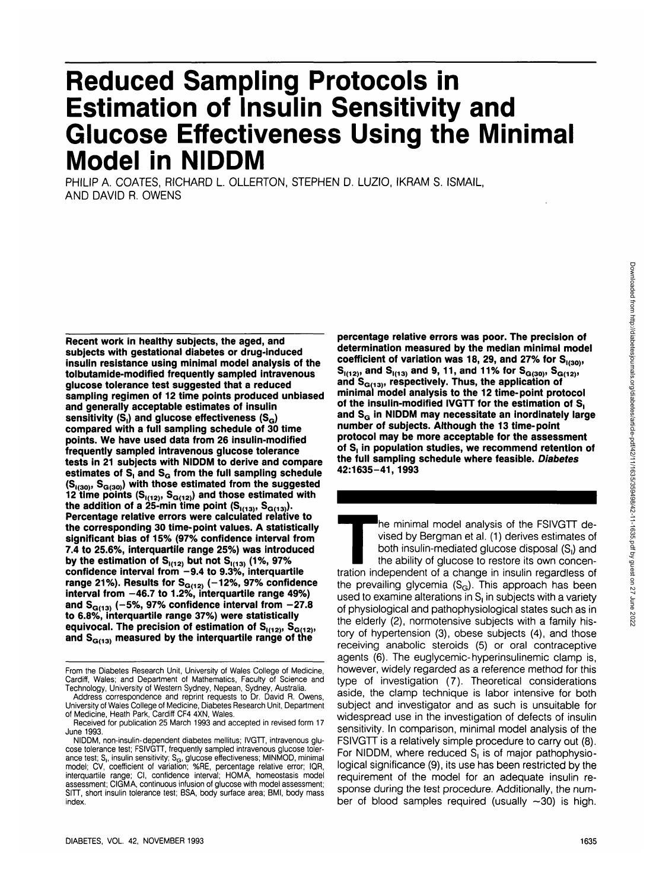# Reduced Sampling Protocols in Estimation of Insulin Sensitivity and Glucose Effectiveness Using the Minimal Model in NIDDM

PHILIP A. COATES, RICHARD L. OLLERTON, STEPHEN D. LUZIO, IKRAM S. ISMAIL, AND DAVID R. OWENS

**Recent work in healthy subjects, the aged, and subjects with gestational diabetes or drug-induced insulin resistance using minimal model analysis of the tolbutamide-modified frequently sampled intravenous glucose tolerance test suggested that a reduced sampling regimen of 12 time points produced unbiased and generally acceptable estimates of insulin sensitivity ($S_I$) and glucose effectiveness ($S_G$) compared with a full sampling schedule of 30 time points. We have used data from 26 insulin-modified frequently sampled intravenous glucose tolerance tests in 21 subjects with NIDDM to derive and compare estimates of $S_I$ and $S_G$ from the full sampling schedule ($S_{I(30)}$, $S_{G(30)}$) with those estimated from the suggested 12 time points ($S_{I(12)}$, $S_{G(12)}$) and those estimated with the addition of a 25-min time point ($S_{I(13)}$, $S_{G(13)}$). Percentage relative errors were calculated relative to the corresponding 30 time-point values. A statistically significant bias of 15% (97% confidence interval from 7.4 to 25.6%, interquartile range 25%) was introduced by the estimation of $S_{I(12)}$ but not $S_{I(13)}$ (1%, 97% confidence interval from −9.4 to 9.3%, interquartile range 21%). Results for $S_{G(12)}$ (−12%, 97% confidence interval from −46.7 to 1.2%, interquartile range 49%) and $S_{G(13)}$ (−5%, 97% confidence interval from −27.8 to 6.8%, interquartile range 37%) were statistically equivocal. The precision of estimation of $S_{I(12)}$, $S_{G(12)}$, and $S_{G(13)}$ measured by the interquartile range of the percentage relative errors was poor. The precision of determination measured by the median minimal model coefficient of variation was 18, 29, and 27% for $S_{I(30)}$, $S_{I(12)}$, and $S_{I(13)}$ and 9, 11, and 11% for $S_{G(30)}$, $S_{G(12)}$, and $S_{G(13)}$, respectively. Thus, the application of minimal model analysis to the 12 time-point protocol of the insulin-modified IVGTT for the estimation of $S_I$ and $S_G$ in NIDDM may necessitate an inordinately large number of subjects. Although the 13 time-point protocol may be more acceptable for the assessment of $S_I$ in population studies, we recommend retention of the full sampling schedule where feasible. *Diabetes* 42:1635–41, 1993**

From the Diabetes Research Unit, University of Wales College of Medicine, Cardiff, Wales; and Department of Mathematics, Faculty of Science and Technology, University of Western Sydney, Nepean, Sydney, Australia.

Address correspondence and reprint requests to Dr. David R. Owens, University of Wales College of Medicine, Diabetes Research Unit, Department of Medicine, Heath Park, Cardiff CF4 4XN, Wales.

Received for publication 25 March 1993 and accepted in revised form 17 June 1993.

NIDDM, non-insulin-dependent diabetes mellitus; IVGTT, intravenous glucose tolerance test; FSIVGTT, frequently sampled intravenous glucose tolerance test; $S_I$, insulin sensitivity; $S_G$, glucose effectiveness; MINMOD, minimal model; CV, coefficient of variation; %RE, percentage relative error; IQR, interquartile range; CI, confidence interval; HOMA, homeostasis model assessment; CIGMA, continuous infusion of glucose with model assessment; SITT, short insulin tolerance test; BSA, body surface area; BMI, body mass index.

The minimal model analysis of the FSIVGTT devised by Bergman et al. (1) derives estimates of both insulin-mediated glucose disposal ($S_I$) and the ability of glucose to restore its own concentration independent of a change in insulin regardless of the prevailing glycemia ($S_G$). This approach has been used to examine alterations in $S_I$ in subjects with a variety of physiological and pathophysiological states such as in the elderly (2), normotensive subjects with a family history of hypertension (3), obese subjects (4), and those receiving anabolic steroids (5) or oral contraceptive agents (6). The euglycemic-hyperinsulinemic clamp is, however, widely regarded as a reference method for this type of investigation (7). Theoretical considerations aside, the clamp technique is labor intensive for both subject and investigator and as such is unsuitable for widespread use in the investigation of defects of insulin sensitivity. In comparison, minimal model analysis of the FSIVGTT is a relatively simple procedure to carry out (8). For NIDDM, where reduced $S_I$ is of major pathophysiological significance (9), its use has been restricted by the requirement of the model for an adequate insulin response during the test procedure. Additionally, the number of blood samples required (usually ~30) is high.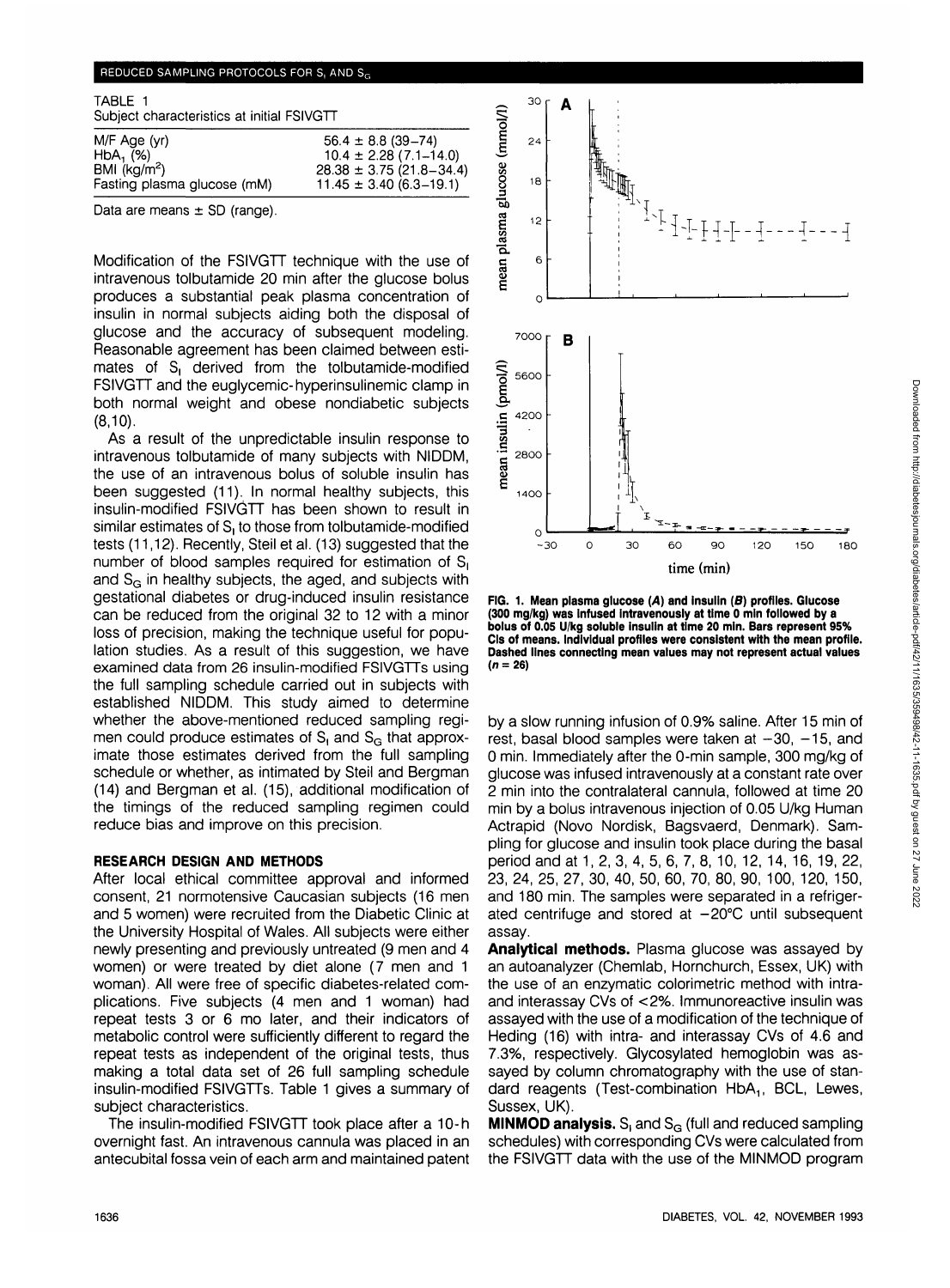TABLE 1
Subject characteristics at initial FSIVGTT

| | |
|---|---|
| M/F Age (yr) | 56.4 ± 8.8 (39–74) |
| $HbA_1$ (%) | 10.4 ± 2.28 (7.1–14.0) |
| BMI ($kg/m^2$) | 28.38 ± 3.75 (21.8–34.4) |
| Fasting plasma glucose (mM) | 11.45 ± 3.40 (6.3–19.1) |

Data are means ± SD (range).

Modification of the FSIVGTT technique with the use of intravenous tolbutamide 20 min after the glucose bolus produces a substantial peak plasma concentration of insulin in normal subjects aiding both the disposal of glucose and the accuracy of subsequent modeling. Reasonable agreement has been claimed between estimates of $S_I$ derived from the tolbutamide-modified FSIVGTT and the euglycemic-hyperinsulinemic clamp in both normal weight and obese nondiabetic subjects (8,10).

As a result of the unpredictable insulin response to intravenous tolbutamide of many subjects with NIDDM, the use of an intravenous bolus of soluble insulin has been suggested (11). In normal healthy subjects, this insulin-modified FSIVGTT has been shown to result in similar estimates of $S_I$ to those from tolbutamide-modified tests (11,12). Recently, Steil et al. (13) suggested that the number of blood samples required for estimation of $S_I$ and $S_G$ in healthy subjects, the aged, and subjects with gestational diabetes or drug-induced insulin resistance can be reduced from the original 32 to 12 with a minor loss of precision, making the technique useful for population studies. As a result of this suggestion, we have examined data from 26 insulin-modified FSIVGTTs using the full sampling schedule carried out in subjects with established NIDDM. This study aimed to determine whether the above-mentioned reduced sampling regimen could produce estimates of $S_I$ and $S_G$ that approximate those estimates derived from the full sampling schedule or whether, as intimated by Steil and Bergman (14) and Bergman et al. (15), additional modification of the timings of the reduced sampling regimen could reduce bias and improve on this precision.

## RESEARCH DESIGN AND METHODS

After local ethical committee approval and informed consent, 21 normotensive Caucasian subjects (16 men and 5 women) were recruited from the Diabetic Clinic at the University Hospital of Wales. All subjects were either newly presenting and previously untreated (9 men and 4 women) or were treated by diet alone (7 men and 1 woman). All were free of specific diabetes-related complications. Five subjects (4 men and 1 woman) had repeat tests 3 or 6 mo later, and their indicators of metabolic control were sufficiently different to regard the repeat tests as independent of the original tests, thus making a total data set of 26 full sampling schedule insulin-modified FSIVGTTs. Table 1 gives a summary of subject characteristics.

The insulin-modified FSIVGTT took place after a 10-h overnight fast. An intravenous cannula was placed in an antecubital fossa vein of each arm and maintained patent by a slow running infusion of 0.9% saline. After 15 min of rest, basal blood samples were taken at −30, −15, and 0 min. Immediately after the 0-min sample, 300 mg/kg of glucose was infused intravenously at a constant rate over 2 min into the contralateral cannula, followed at time 20 min by a bolus intravenous injection of 0.05 U/kg Human Actrapid (Novo Nordisk, Bagsvaerd, Denmark). Sampling for glucose and insulin took place during the basal period and at 1, 2, 3, 4, 5, 6, 7, 8, 10, 12, 14, 16, 19, 22, 23, 24, 25, 27, 30, 40, 50, 60, 70, 80, 90, 100, 120, 150, and 180 min. The samples were separated in a refrigerated centrifuge and stored at −20°C until subsequent assay.

**FIG. 1. Mean plasma glucose (*A*) and insulin (*B*) profiles. Glucose (300 mg/kg) was infused intravenously at time 0 min followed by a bolus of 0.05 U/kg soluble insulin at time 20 min. Bars represent 95% CIs of means. Individual profiles were consistent with the mean profile. Dashed lines connecting mean values may not represent actual values (n = 26)**

**Analytical methods.** Plasma glucose was assayed by an autoanalyzer (Chemlab, Hornchurch, Essex, UK) with the use of an enzymatic colorimetric method with intra- and interassay CVs of <2%. Immunoreactive insulin was assayed with the use of a modification of the technique of Heding (16) with intra- and interassay CVs of 4.6 and 7.3%, respectively. Glycosylated hemoglobin was assayed by column chromatography with the use of standard reagents (Test-combination $HbA_1$, BCL, Lewes, Sussex, UK).

**MINMOD analysis.** $S_I$ and $S_G$ (full and reduced sampling schedules) with corresponding CVs were calculated from the FSIVGTT data with the use of the MINMOD program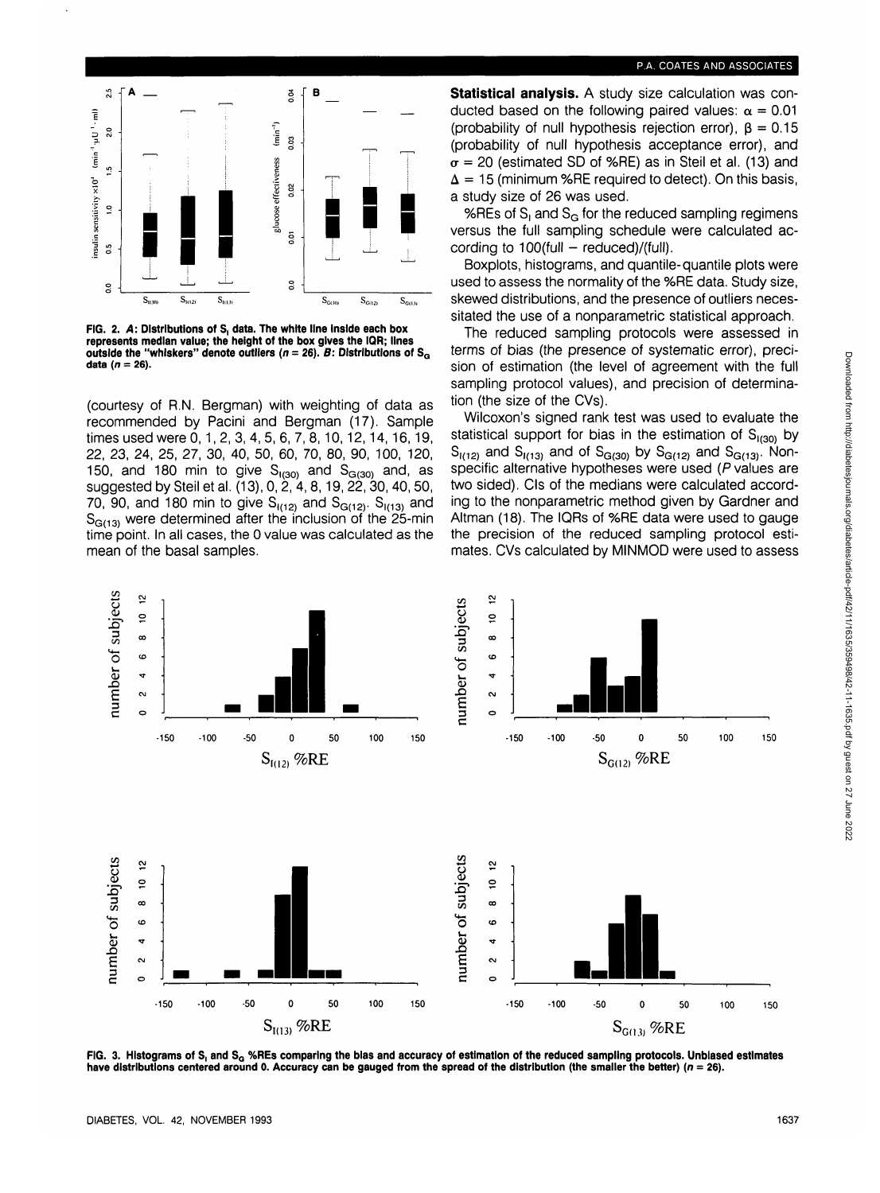FIG. 2. *A*: Distributions of $S_I$ data. The white line inside each box represents median value; the height of the box gives the IQR; lines outside the "whiskers" denote outliers ($n = 26$). *B*: Distributions of $S_G$ data ($n = 26$).

(courtesy of R.N. Bergman) with weighting of data as recommended by Pacini and Bergman (17). Sample times used were 0, 1, 2, 3, 4, 5, 6, 7, 8, 10, 12, 14, 16, 19, 22, 23, 24, 25, 27, 30, 40, 50, 60, 70, 80, 90, 100, 120, 150, and 180 min to give $S_{I(30)}$ and $S_{G(30)}$ and, as suggested by Steil et al. (13), 0, 2, 4, 8, 19, 22, 30, 40, 50, 70, 90, and 180 min to give $S_{I(12)}$ and $S_{G(12)}$. $S_{I(13)}$ and $S_{G(13)}$ were determined after the inclusion of the 25-min time point. In all cases, the 0 value was calculated as the mean of the basal samples.

**Statistical analysis.** A study size calculation was conducted based on the following paired values: $\alpha = 0.01$ (probability of null hypothesis rejection error), $\beta = 0.15$ (probability of null hypothesis acceptance error), and $\sigma = 20$ (estimated SD of %RE) as in Steil et al. (13) and $\Delta = 15$ (minimum %RE required to detect). On this basis, a study size of 26 was used.

%REs of $S_I$ and $S_G$ for the reduced sampling regimens versus the full sampling schedule were calculated according to 100(full − reduced)/(full).

Boxplots, histograms, and quantile-quantile plots were used to assess the normality of the %RE data. Study size, skewed distributions, and the presence of outliers necessitated the use of a nonparametric statistical approach.

The reduced sampling protocols were assessed in terms of bias (the presence of systematic error), precision of estimation (the level of agreement with the full sampling protocol values), and precision of determination (the size of the CVs).

Wilcoxon's signed rank test was used to evaluate the statistical support for bias in the estimation of $S_{I(30)}$ by $S_{I(12)}$ and $S_{I(13)}$ and of $S_{G(30)}$ by $S_{G(12)}$ and $S_{G(13)}$. Nonspecific alternative hypotheses were used (*P* values are two sided). CIs of the medians were calculated according to the nonparametric method given by Gardner and Altman (18). The IQRs of %RE data were used to gauge the precision of the reduced sampling protocol estimates. CVs calculated by MINMOD were used to assess

FIG. 3. Histograms of $S_I$ and $S_G$ %REs comparing the bias and accuracy of estimation of the reduced sampling protocols. Unbiased estimates have distributions centered around 0. Accuracy can be gauged from the spread of the distribution (the smaller the better) ($n = 26$).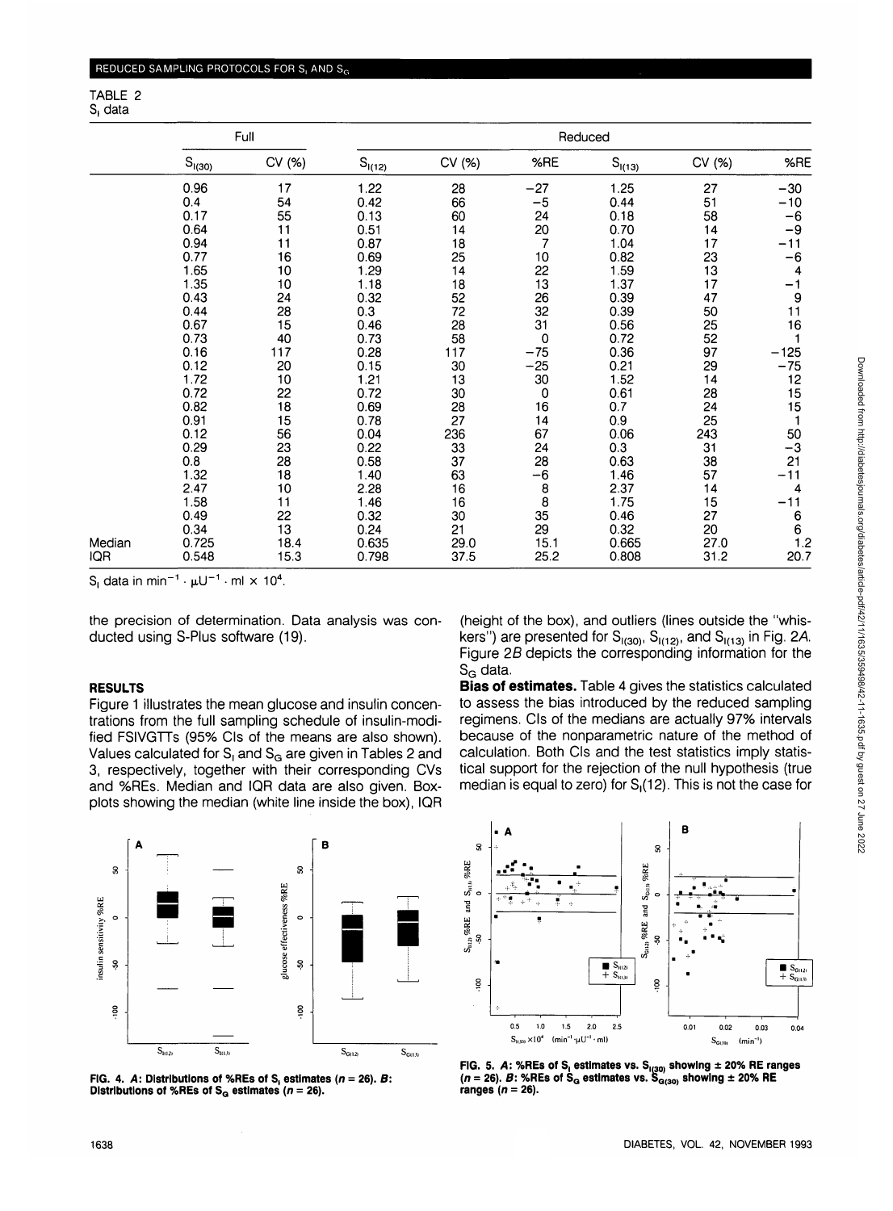TABLE 2
$S_I$ data

| | Full | | Reduced | | | | | |
|---|---|---|---|---|---|---|---|---|
| | $S_{I(30)}$ | CV (%) | $S_{I(12)}$ | CV (%) | %RE | $S_{I(13)}$ | CV (%) | %RE |
| | 0.96 | 17 | 1.22 | 28 | −27 | 1.25 | 27 | −30 |
| | 0.4 | 54 | 0.42 | 66 | −5 | 0.44 | 51 | −10 |
| | 0.17 | 55 | 0.13 | 60 | 24 | 0.18 | 58 | −6 |
| | 0.64 | 11 | 0.51 | 14 | 20 | 0.70 | 14 | −9 |
| | 0.94 | 11 | 0.87 | 18 | 7 | 1.04 | 17 | −11 |
| | 0.77 | 16 | 0.69 | 25 | 10 | 0.82 | 23 | −6 |
| | 1.65 | 10 | 1.29 | 14 | 22 | 1.59 | 13 | 4 |
| | 1.35 | 10 | 1.18 | 18 | 13 | 1.37 | 17 | −1 |
| | 0.43 | 24 | 0.32 | 52 | 26 | 0.39 | 47 | 9 |
| | 0.44 | 28 | 0.3 | 72 | 32 | 0.39 | 50 | 11 |
| | 0.67 | 15 | 0.46 | 28 | 31 | 0.56 | 25 | 16 |
| | 0.73 | 40 | 0.73 | 58 | 0 | 0.72 | 52 | 1 |
| | 0.16 | 117 | 0.28 | 117 | −75 | 0.36 | 97 | −125 |
| | 0.12 | 20 | 0.15 | 30 | −25 | 0.21 | 29 | −75 |
| | 1.72 | 10 | 1.21 | 13 | 30 | 1.52 | 14 | 12 |
| | 0.72 | 22 | 0.72 | 30 | 0 | 0.61 | 28 | 15 |
| | 0.82 | 18 | 0.69 | 28 | 16 | 0.7 | 24 | 15 |
| | 0.91 | 15 | 0.78 | 27 | 14 | 0.9 | 25 | 1 |
| | 0.12 | 56 | 0.04 | 236 | 67 | 0.06 | 243 | 50 |
| | 0.29 | 23 | 0.22 | 33 | 24 | 0.3 | 31 | −3 |
| | 0.8 | 28 | 0.58 | 37 | 28 | 0.63 | 38 | 21 |
| | 1.32 | 18 | 1.40 | 63 | −6 | 1.46 | 57 | −11 |
| | 2.47 | 10 | 2.28 | 16 | 8 | 2.37 | 14 | 4 |
| | 1.58 | 11 | 1.46 | 16 | 8 | 1.75 | 15 | −11 |
| | 0.49 | 22 | 0.32 | 30 | 35 | 0.46 | 27 | 6 |
| | 0.34 | 13 | 0.24 | 21 | 29 | 0.32 | 20 | 6 |
| Median | 0.725 | 18.4 | 0.635 | 29.0 | 15.1 | 0.665 | 27.0 | 1.2 |
| IQR | 0.548 | 15.3 | 0.798 | 37.5 | 25.2 | 0.808 | 31.2 | 20.7 |

$S_I$ data in $min^{-1} \cdot \mu U^{-1} \cdot ml \times 10^4$.

the precision of determination. Data analysis was conducted using S-Plus software (19).

## RESULTS

Figure 1 illustrates the mean glucose and insulin concentrations from the full sampling schedule of insulin-modified FSIVGTTs (95% CIs of the means are also shown). Values calculated for $S_I$ and $S_G$ are given in Tables 2 and 3, respectively, together with their corresponding CVs and %REs. Median and IQR data are also given. Boxplots showing the median (white line inside the box), IQR (height of the box), and outliers (lines outside the "whiskers") are presented for $S_{I(30)}$, $S_{I(12)}$, and $S_{I(13)}$ in Fig. 2*A*. Figure 2*B* depicts the corresponding information for the $S_G$ data.

**Bias of estimates.** Table 4 gives the statistics calculated to assess the bias introduced by the reduced sampling regimens. CIs of the medians are actually 97% intervals because of the nonparametric nature of the method of calculation. Both CIs and the test statistics imply statistical support for the rejection of the null hypothesis (true median is equal to zero) for $S_I(12)$. This is not the case for

**FIG. 4. *A*: Distributions of %REs of $S_I$ estimates ($n$ = 26). *B*: Distributions of %REs of $S_G$ estimates ($n$ = 26).**

**FIG. 5. *A*: %REs of $S_I$ estimates vs. $S_{I(30)}$ showing ± 20% RE ranges ($n$ = 26). *B*: %REs of $S_G$ estimates vs. $S_{G(30)}$ showing ± 20% RE ranges ($n$ = 26).**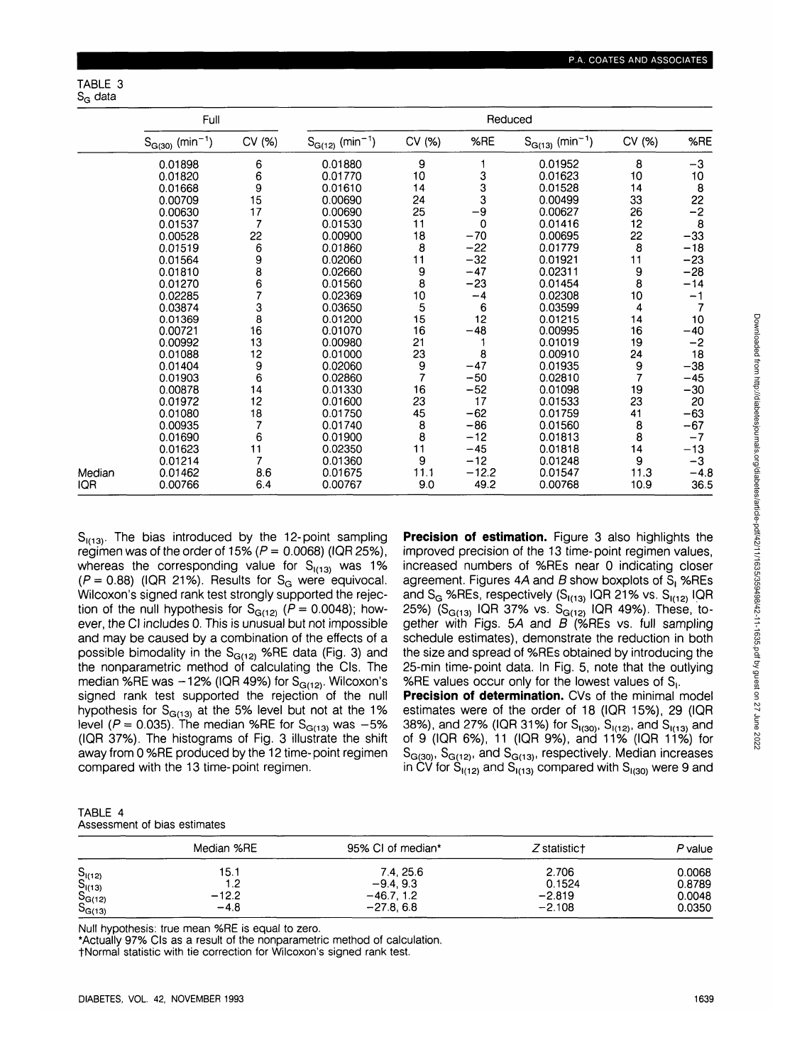TABLE 3
$S_G$ data

| | Full | | Reduced | | | | | |
|---|---|---|---|---|---|---|---|---|
| | $S_{G(30)}$ ($min^{-1}$) | CV (%) | $S_{G(12)}$ ($min^{-1}$) | CV (%) | %RE | $S_{G(13)}$ ($min^{-1}$) | CV (%) | %RE |
| | 0.01898 | 6 | 0.01880 | 9 | 1 | 0.01952 | 8 | −3 |
| | 0.01820 | 6 | 0.01770 | 10 | 3 | 0.01623 | 10 | 10 |
| | 0.01668 | 9 | 0.01610 | 14 | 3 | 0.01528 | 14 | 8 |
| | 0.00709 | 15 | 0.00690 | 24 | 3 | 0.00499 | 33 | 22 |
| | 0.00630 | 17 | 0.00690 | 25 | −9 | 0.00627 | 26 | −2 |
| | 0.01537 | 7 | 0.01530 | 11 | 0 | 0.01416 | 12 | 8 |
| | 0.00528 | 22 | 0.00900 | 18 | −70 | 0.00695 | 22 | −33 |
| | 0.01519 | 6 | 0.01860 | 8 | −22 | 0.01779 | 8 | −18 |
| | 0.01564 | 9 | 0.02060 | 11 | −32 | 0.01921 | 11 | −23 |
| | 0.01810 | 8 | 0.02660 | 9 | −47 | 0.02311 | 9 | −28 |
| | 0.01270 | 6 | 0.01560 | 8 | −23 | 0.01454 | 8 | −14 |
| | 0.02285 | 7 | 0.02369 | 10 | −4 | 0.02308 | 10 | −1 |
| | 0.03874 | 3 | 0.03650 | 5 | 6 | 0.03599 | 4 | 7 |
| | 0.01369 | 8 | 0.01200 | 15 | 12 | 0.01215 | 14 | 10 |
| | 0.00721 | 16 | 0.01070 | 16 | −48 | 0.00995 | 16 | −40 |
| | 0.00992 | 13 | 0.00980 | 21 | 1 | 0.01019 | 19 | −2 |
| | 0.01088 | 12 | 0.01000 | 23 | 8 | 0.00910 | 24 | 18 |
| | 0.01404 | 9 | 0.02060 | 9 | −47 | 0.01935 | 9 | −38 |
| | 0.01903 | 6 | 0.02860 | 7 | −50 | 0.02810 | 7 | −45 |
| | 0.00878 | 14 | 0.01330 | 16 | −52 | 0.01098 | 19 | −30 |
| | 0.01972 | 12 | 0.01600 | 23 | 17 | 0.01533 | 23 | 20 |
| | 0.01080 | 18 | 0.01750 | 45 | −62 | 0.01759 | 41 | −63 |
| | 0.00935 | 7 | 0.01740 | 8 | −86 | 0.01560 | 8 | −67 |
| | 0.01690 | 6 | 0.01900 | 8 | −12 | 0.01813 | 8 | −7 |
| | 0.01623 | 11 | 0.02350 | 11 | −45 | 0.01818 | 14 | −13 |
| | 0.01214 | 7 | 0.01360 | 9 | −12 | 0.01248 | 9 | −3 |
| Median | 0.01462 | 8.6 | 0.01675 | 11.1 | −12.2 | 0.01547 | 11.3 | −4.8 |
| IQR | 0.00766 | 6.4 | 0.00767 | 9.0 | 49.2 | 0.00768 | 10.9 | 36.5 |

$S_{I(13)}$. The bias introduced by the 12-point sampling regimen was of the order of 15% ($P = 0.0068$) (IQR 25%), whereas the corresponding value for $S_{I(13)}$ was 1% ($P = 0.88$) (IQR 21%). Results for $S_G$ were equivocal. Wilcoxon's signed rank test strongly supported the rejection of the null hypothesis for $S_{G(12)}$ ($P = 0.0048$); however, the CI includes 0. This is unusual but not impossible and may be caused by a combination of the effects of a possible bimodality in the $S_{G(12)}$ %RE data (Fig. 3) and the nonparametric method of calculating the CIs. The median %RE was −12% (IQR 49%) for $S_{G(12)}$. Wilcoxon's signed rank test supported the rejection of the null hypothesis for $S_{G(13)}$ at the 5% level but not at the 1% level ($P = 0.035$). The median %RE for $S_{G(13)}$ was −5% (IQR 37%). The histograms of Fig. 3 illustrate the shift away from 0 %RE produced by the 12 time-point regimen compared with the 13 time-point regimen.

**Precision of estimation.** Figure 3 also highlights the improved precision of the 13 time-point regimen values, increased numbers of %REs near 0 indicating closer agreement. Figures 4A and B show boxplots of $S_I$ %REs and $S_G$ %REs, respectively ($S_{I(13)}$ IQR 21% vs. $S_{I(12)}$ IQR 25%) ($S_{G(13)}$ IQR 37% vs. $S_{G(12)}$ IQR 49%). These, together with Figs. 5A and B (%REs vs. full sampling schedule estimates), demonstrate the reduction in both the size and spread of %REs obtained by introducing the 25-min time-point data. In Fig. 5, note that the outlying %RE values occur only for the lowest values of $S_I$.

**Precision of determination.** CVs of the minimal model estimates were of the order of 18 (IQR 15%), 29 (IQR 38%), and 27% (IQR 31%) for $S_{I(30)}$, $S_{I(12)}$, and $S_{I(13)}$ and of 9 (IQR 6%), 11 (IQR 9%), and 11% (IQR 11%) for $S_{G(30)}$, $S_{G(12)}$, and $S_{G(13)}$, respectively. Median increases in CV for $S_{I(12)}$ and $S_{I(13)}$ compared with $S_{I(30)}$ were 9 and

TABLE 4
Assessment of bias estimates

| | Median %RE | 95% CI of median* | Z statistic† | P value |
|---|---|---|---|---|
| $S_{I(12)}$ | 15.1 | 7.4, 25.6 | 2.706 | 0.0068 |
| $S_{I(13)}$ | 1.2 | −9.4, 9.3 | 0.1524 | 0.8789 |
| $S_{G(12)}$ | −12.2 | −46.7, 1.2 | −2.819 | 0.0048 |
| $S_{G(13)}$ | −4.8 | −27.8, 6.8 | −2.108 | 0.0350 |

Null hypothesis: true mean %RE is equal to zero.
*Actually 97% CIs as a result of the nonparametric method of calculation.
†Normal statistic with tie correction for Wilcoxon's signed rank test.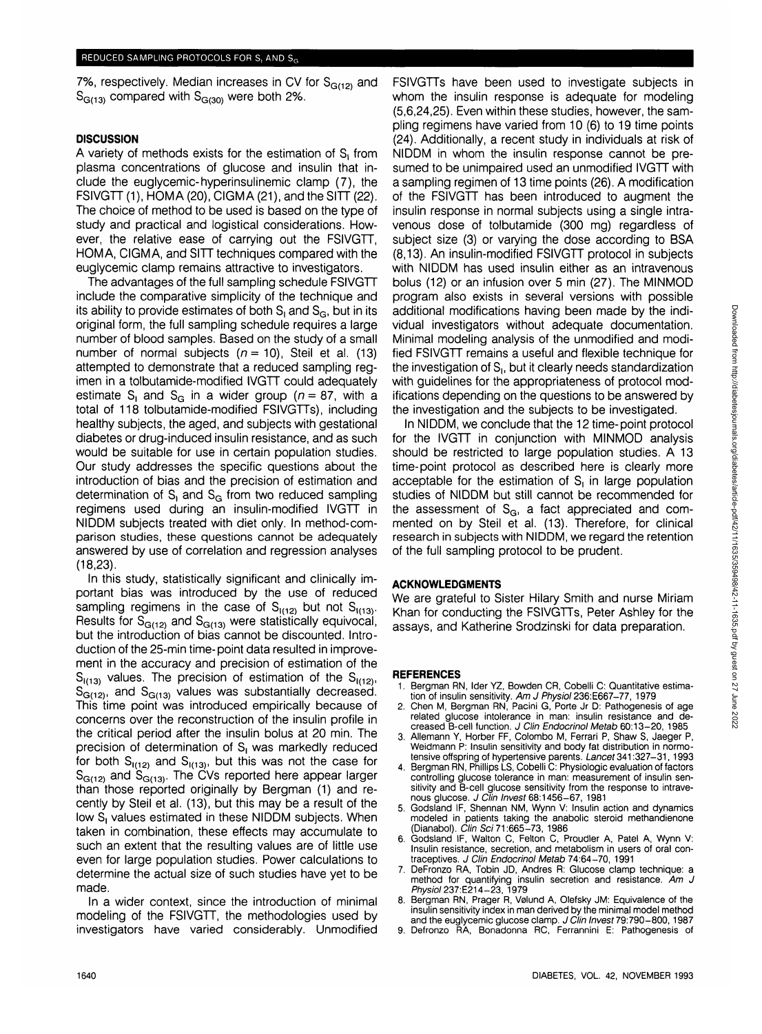7%, respectively. Median increases in CV for $S_{G(12)}$ and $S_{G(13)}$ compared with $S_{G(30)}$ were both 2%.

## DISCUSSION

A variety of methods exists for the estimation of $S_I$ from plasma concentrations of glucose and insulin that include the euglycemic-hyperinsulinemic clamp (7), the FSIVGTT (1), HOMA (20), CIGMA (21), and the SITT (22). The choice of method to be used is based on the type of study and practical and logistical considerations. However, the relative ease of carrying out the FSIVGTT, HOMA, CIGMA, and SITT techniques compared with the euglycemic clamp remains attractive to investigators.

The advantages of the full sampling schedule FSIVGTT include the comparative simplicity of the technique and its ability to provide estimates of both $S_I$ and $S_G$, but in its original form, the full sampling schedule requires a large number of blood samples. Based on the study of a small number of normal subjects ($n = 10$), Steil et al. (13) attempted to demonstrate that a reduced sampling regimen in a tolbutamide-modified IVGTT could adequately estimate $S_I$ and $S_G$ in a wider group ($n = 87$, with a total of 118 tolbutamide-modified FSIVGTTs), including healthy subjects, the aged, and subjects with gestational diabetes or drug-induced insulin resistance, and as such would be suitable for use in certain population studies. Our study addresses the specific questions about the introduction of bias and the precision of estimation and determination of $S_I$ and $S_G$ from two reduced sampling regimens used during an insulin-modified IVGTT in NIDDM subjects treated with diet only. In method-comparison studies, these questions cannot be adequately answered by use of correlation and regression analyses (18,23).

In this study, statistically significant and clinically important bias was introduced by the use of reduced sampling regimens in the case of $S_{I(12)}$ but not $S_{I(13)}$. Results for $S_{G(12)}$ and $S_{G(13)}$ were statistically equivocal, but the introduction of bias cannot be discounted. Introduction of the 25-min time-point data resulted in improvement in the accuracy and precision of estimation of the $S_{I(13)}$ values. The precision of estimation of the $S_{I(12)}$, $S_{G(12)}$, and $S_{G(13)}$ values was substantially decreased. This time point was introduced empirically because of concerns over the reconstruction of the insulin profile in the critical period after the insulin bolus at 20 min. The precision of determination of $S_I$ was markedly reduced for both $S_{I(12)}$ and $S_{I(13)}$, but this was not the case for $S_{G(12)}$ and $S_{G(13)}$. The CVs reported here appear larger than those reported originally by Bergman (1) and recently by Steil et al. (13), but this may be a result of the low $S_I$ values estimated in these NIDDM subjects. When taken in combination, these effects may accumulate to such an extent that the resulting values are of little use even for large population studies. Power calculations to determine the actual size of such studies have yet to be made.

In a wider context, since the introduction of minimal modeling of the FSIVGTT, the methodologies used by investigators have varied considerably. Unmodified FSIVGTTs have been used to investigate subjects in whom the insulin response is adequate for modeling (5,6,24,25). Even within these studies, however, the sampling regimens have varied from 10 (6) to 19 time points (24). Additionally, a recent study in individuals at risk of NIDDM in whom the insulin response cannot be presumed to be unimpaired used an unmodified IVGTT with a sampling regimen of 13 time points (26). A modification of the FSIVGTT has been introduced to augment the insulin response in normal subjects using a single intravenous dose of tolbutamide (300 mg) regardless of subject size (3) or varying the dose according to BSA (8,13). An insulin-modified FSIVGTT protocol in subjects with NIDDM has used insulin either as an intravenous bolus (12) or an infusion over 5 min (27). The MINMOD program also exists in several versions with possible additional modifications having been made by the individual investigators without adequate documentation. Minimal modeling analysis of the unmodified and modified FSIVGTT remains a useful and flexible technique for the investigation of $S_I$, but it clearly needs standardization with guidelines for the appropriateness of protocol modifications depending on the questions to be answered by the investigation and the subjects to be investigated.

In NIDDM, we conclude that the 12 time-point protocol for the IVGTT in conjunction with MINMOD analysis should be restricted to large population studies. A 13 time-point protocol as described here is clearly more acceptable for the estimation of $S_I$ in large population studies of NIDDM but still cannot be recommended for the assessment of $S_G$, a fact appreciated and commented on by Steil et al. (13). Therefore, for clinical research in subjects with NIDDM, we regard the retention of the full sampling protocol to be prudent.

## ACKNOWLEDGMENTS

We are grateful to Sister Hilary Smith and nurse Miriam Khan for conducting the FSIVGTTs, Peter Ashley for the assays, and Katherine Srodzinski for data preparation.

## REFERENCES

1. Bergman RN, Ider YZ, Bowden CR, Cobelli C: Quantitative estimation of insulin sensitivity. *Am J Physiol* 236:E667–77, 1979
2. Chen M, Bergman RN, Pacini G, Porte Jr D: Pathogenesis of age related glucose intolerance in man: insulin resistance and decreased B-cell function. *J Clin Endocrinol Metab* 60:13–20, 1985
3. Allemann Y, Horber FF, Colombo M, Ferrari P, Shaw S, Jaeger P, Weidmann P: Insulin sensitivity and body fat distribution in normotensive offspring of hypertensive parents. *Lancet* 341:327–31, 1993
4. Bergman RN, Phillips LS, Cobelli C: Physiologic evaluation of factors controlling glucose tolerance in man: measurement of insulin sensitivity and B-cell glucose sensitivity from the response to intravenous glucose. *J Clin Invest* 68:1456–67, 1981
5. Godsland IF, Shennan NM, Wynn V: Insulin action and dynamics modeled in patients taking the anabolic steroid methandienone (Dianabol). *Clin Sci* 71:665–73, 1986
6. Godsland IF, Walton C, Felton C, Proudler A, Patel A, Wynn V: Insulin resistance, secretion, and metabolism in users of oral contraceptives. *J Clin Endocrinol Metab* 74:64–70, 1991
7. DeFronzo RA, Tobin JD, Andres R: Glucose clamp technique: a method for quantifying insulin secretion and resistance. *Am J Physiol* 237:E214–23, 1979
8. Bergman RN, Prager R, Vølund A, Olefsky JM: Equivalence of the insulin sensitivity index in man derived by the minimal model method and the euglycemic glucose clamp. *J Clin Invest* 79:790–800, 1987
9. Defronzo RA, Bonadonna RC, Ferrannini E: Pathogenesis of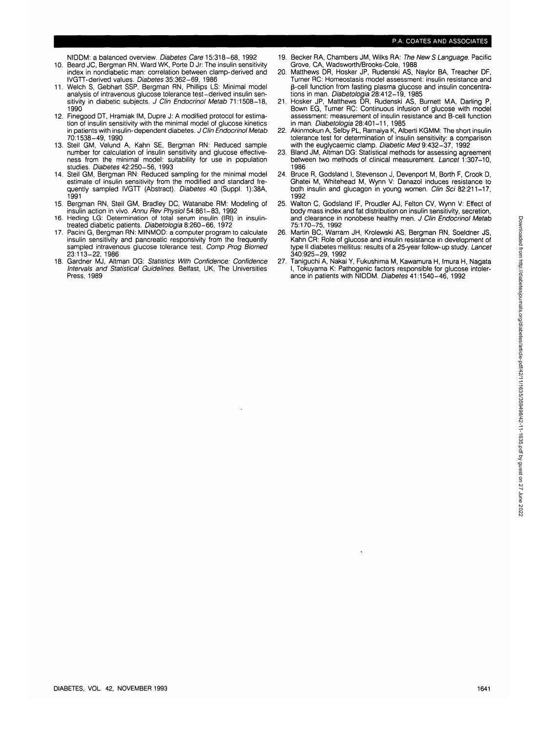NIDDM: a balanced overview. *Diabetes Care* 15:318–68, 1992

10. Beard JC, Bergman RN, Ward WK, Porte D Jr: The insulin sensitivity index in nondiabetic man: correlation between clamp-derived and IVGTT-derived values. *Diabetes* 35:362–69, 1986
11. Welch S, Gebhart SSP, Bergman RN, Phillips LS: Minimal model analysis of intravenous glucose tolerance test–derived insulin sensitivity in diabetic subjects. *J Clin Endocrinol Metab* 71:1508–18, 1990
12. Finegood DT, Hramiak IM, Dupre J: A modified protocol for estimation of insulin sensitivity with the minimal model of glucose kinetics in patients with insulin-dependent diabetes. *J Clin Endocrinol Metab* 70:1538–49, 1990
13. Steil GM, Vølund A, Kahn SE, Bergman RN: Reduced sample number for calculation of insulin sensitivity and glucose effectiveness from the minimal model: suitability for use in population studies. *Diabetes* 42:250–56, 1993
14. Steil GM, Bergman RN: Reduced sampling for the minimal model estimate of insulin sensitivity from the modified and standard frequently sampled IVGTT (Abstract). *Diabetes* 40 (Suppl. 1):38A, 1991
15. Bergman RN, Steil GM, Bradley DC, Watanabe RM: Modeling of insulin action in vivo. *Annu Rev Physiol* 54:861–83, 1992
16. Heding LG: Determination of total serum insulin (IRI) in insulin-treated diabetic patients. *Diabetologia* 8:260–66, 1972
17. Pacini G, Bergman RN: MINMOD: a computer program to calculate insulin sensitivity and pancreatic responsivity from the frequently sampled intravenous glucose tolerance test. *Comp Prog Biomed* 23:113–22, 1986
18. Gardner MJ, Altman DG: *Statistics With Confidence: Confidence Intervals and Statistical Guidelines.* Belfast, UK, The Universities Press, 1989
19. Becker RA, Chambers JM, Wilks RA: *The New S Language.* Pacific Grove, CA, Wadsworth/Brooks-Cole, 1988
20. Matthews DR, Hosker JP, Rudenski AS, Naylor BA, Treacher DF, Turner RC: Homeostasis model assessment: insulin resistance and β-cell function from fasting plasma glucose and insulin concentrations in man. *Diabetologia* 28:412–19, 1985
21. Hosker JP, Matthews DR, Rudenski AS, Burnett MA, Darling P, Bown EG, Turner RC: Continuous infusion of glucose with model assessment: measurement of insulin resistance and B-cell function in man. *Diabetologia* 28:401–11, 1985
22. Akinmokun A, Selby PL, Ramaiya K, Alberti KGMM: The short insulin tolerance test for determination of insulin sensitivity: a comparison with the euglycaemic clamp. *Diabetic Med* 9:432–37, 1992
23. Bland JM, Altman DG: Statistical methods for assessing agreement between two methods of clinical measurement. *Lancet* 1:307–10, 1986
24. Bruce R, Godsland I, Stevenson J, Devenport M, Borth F, Crook D, Ghatei M, Whitehead M, Wynn V: Danazol induces resistance to both insulin and glucagon in young women. *Clin Sci* 82:211–17, 1992
25. Walton C, Godsland IF, Proudler AJ, Felton CV, Wynn V: Effect of body mass index and fat distribution on insulin sensitivity, secretion, and clearance in nonobese healthy men. *J Clin Endocrinol Metab* 75:170–75, 1992
26. Martin BC, Warram JH, Krolewski AS, Bergman RN, Soeldner JS, Kahn CR: Role of glucose and insulin resistance in development of type II diabetes mellitus: results of a 25-year follow-up study. *Lancet* 340:925–29, 1992
27. Taniguchi A, Nakai Y, Fukushima M, Kawamura H, Imura H, Nagata I, Tokuyama K: Pathogenic factors responsible for glucose intolerance in patients with NIDDM. *Diabetes* 41:1540–46, 1992